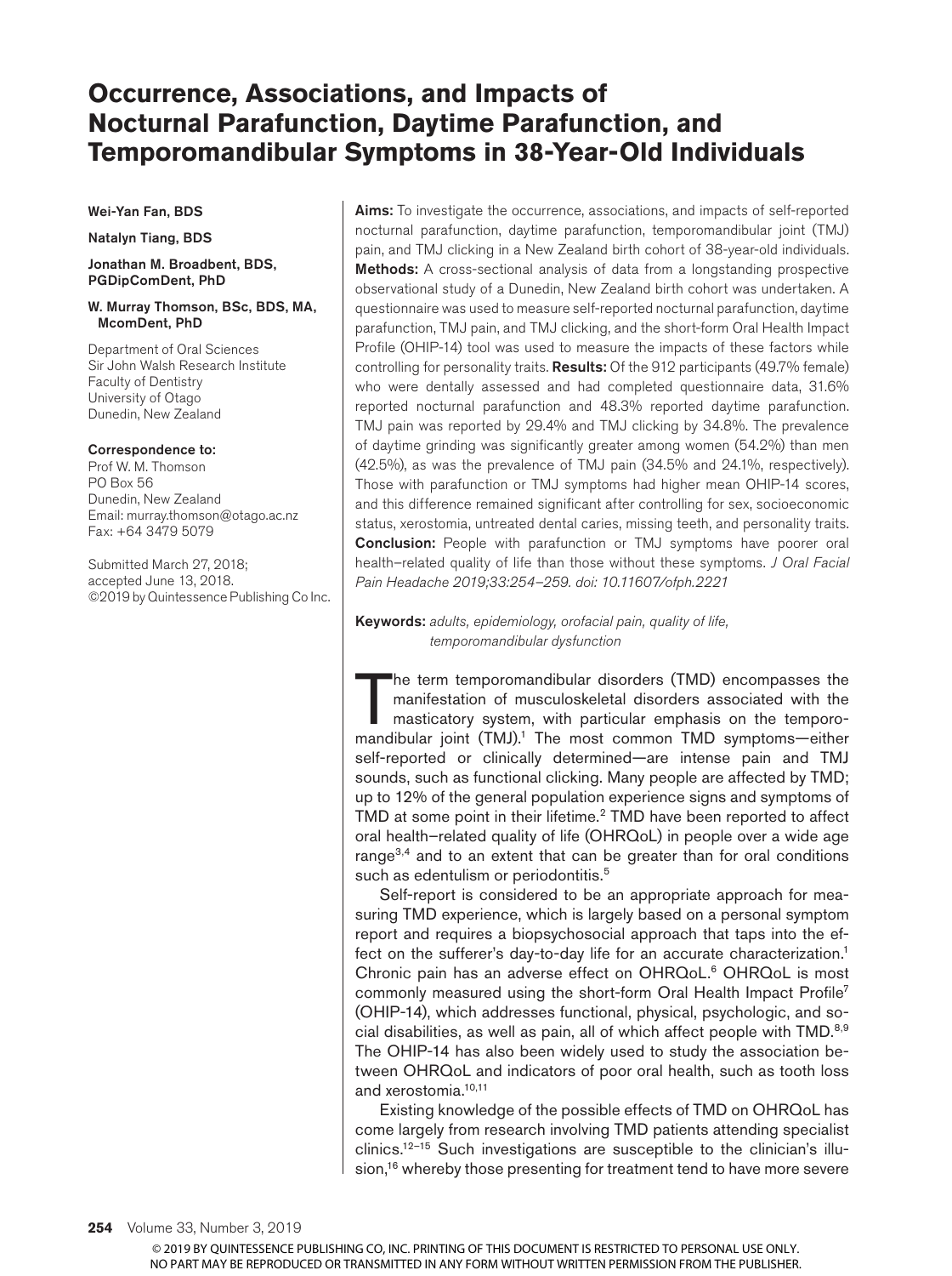# Occurrence, Associations, and Impacts of Nocturnal Parafunction, Daytime Parafunction, and Temporomandibular Symptoms in 38-Year-Old Individuals

**Wei-Yan Fan, BDS**

**Natalyn Tiang, BDS**

**Jonathan M. Broadbent, BDS, PGDipComDent, PhD**

**W. Murray Thomson, BSc, BDS, MA, McomDent, PhD**

Department of Oral Sciences
Sir John Walsh Research Institute
Faculty of Dentistry
University of Otago
Dunedin, New Zealand

**Correspondence to:**
Prof W. M. Thomson
PO Box 56
Dunedin, New Zealand
Email: murray.thomson@otago.ac.nz
Fax: +64 3479 5079

Submitted March 27, 2018;
accepted June 13, 2018.
©2019 by Quintessence Publishing Co Inc.

**Aims:** To investigate the occurrence, associations, and impacts of self-reported nocturnal parafunction, daytime parafunction, temporomandibular joint (TMJ) pain, and TMJ clicking in a New Zealand birth cohort of 38-year-old individuals. **Methods:** A cross-sectional analysis of data from a longstanding prospective observational study of a Dunedin, New Zealand birth cohort was undertaken. A questionnaire was used to measure self-reported nocturnal parafunction, daytime parafunction, TMJ pain, and TMJ clicking, and the short-form Oral Health Impact Profile (OHIP-14) tool was used to measure the impacts of these factors while controlling for personality traits. **Results:** Of the 912 participants (49.7% female) who were dentally assessed and had completed questionnaire data, 31.6% reported nocturnal parafunction and 48.3% reported daytime parafunction. TMJ pain was reported by 29.4% and TMJ clicking by 34.8%. The prevalence of daytime grinding was significantly greater among women (54.2%) than men (42.5%), as was the prevalence of TMJ pain (34.5% and 24.1%, respectively). Those with parafunction or TMJ symptoms had higher mean OHIP-14 scores, and this difference remained significant after controlling for sex, socioeconomic status, xerostomia, untreated dental caries, missing teeth, and personality traits. **Conclusion:** People with parafunction or TMJ symptoms have poorer oral health–related quality of life than those without these symptoms. *J Oral Facial Pain Headache 2019;33:254–259. doi: 10.11607/ofph.2221*

**Keywords:** *adults, epidemiology, orofacial pain, quality of life, temporomandibular dysfunction*

The term temporomandibular disorders (TMD) encompasses the manifestation of musculoskeletal disorders associated with the masticatory system, with particular emphasis on the temporomandibular joint (TMJ).[1] The most common TMD symptoms—either self-reported or clinically determined—are intense pain and TMJ sounds, such as functional clicking. Many people are affected by TMD; up to 12% of the general population experience signs and symptoms of TMD at some point in their lifetime.[2] TMD have been reported to affect oral health–related quality of life (OHRQoL) in people over a wide age range[3,4] and to an extent that can be greater than for oral conditions such as edentulism or periodontitis.[5]

Self-report is considered to be an appropriate approach for measuring TMD experience, which is largely based on a personal symptom report and requires a biopsychosocial approach that taps into the effect on the sufferer's day-to-day life for an accurate characterization.[1] Chronic pain has an adverse effect on OHRQoL.[6] OHRQoL is most commonly measured using the short-form Oral Health Impact Profile[7] (OHIP-14), which addresses functional, physical, psychologic, and social disabilities, as well as pain, all of which affect people with TMD.[8,9] The OHIP-14 has also been widely used to study the association between OHRQoL and indicators of poor oral health, such as tooth loss and xerostomia.[10,11]

Existing knowledge of the possible effects of TMD on OHRQoL has come largely from research involving TMD patients attending specialist clinics.[12–15] Such investigations are susceptible to the clinician's illusion,[16] whereby those presenting for treatment tend to have more severe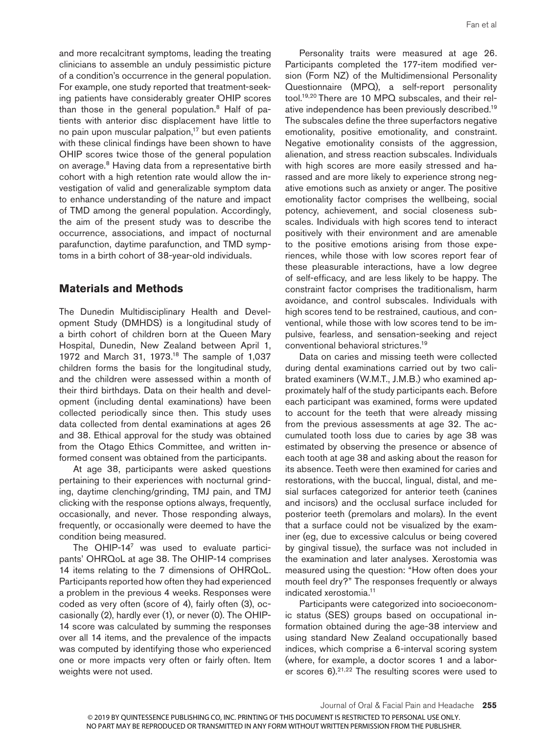and more recalcitrant symptoms, leading the treating clinicians to assemble an unduly pessimistic picture of a condition's occurrence in the general population. For example, one study reported that treatment-seeking patients have considerably greater OHIP scores than those in the general population.[8] Half of patients with anterior disc displacement have little to no pain upon muscular palpation,[17] but even patients with these clinical findings have been shown to have OHIP scores twice those of the general population on average.[8] Having data from a representative birth cohort with a high retention rate would allow the investigation of valid and generalizable symptom data to enhance understanding of the nature and impact of TMD among the general population. Accordingly, the aim of the present study was to describe the occurrence, associations, and impact of nocturnal parafunction, daytime parafunction, and TMD symptoms in a birth cohort of 38-year-old individuals.

## Materials and Methods

The Dunedin Multidisciplinary Health and Development Study (DMHDS) is a longitudinal study of a birth cohort of children born at the Queen Mary Hospital, Dunedin, New Zealand between April 1, 1972 and March 31, 1973.[18] The sample of 1,037 children forms the basis for the longitudinal study, and the children were assessed within a month of their third birthdays. Data on their health and development (including dental examinations) have been collected periodically since then. This study uses data collected from dental examinations at ages 26 and 38. Ethical approval for the study was obtained from the Otago Ethics Committee, and written informed consent was obtained from the participants.

At age 38, participants were asked questions pertaining to their experiences with nocturnal grinding, daytime clenching/grinding, TMJ pain, and TMJ clicking with the response options always, frequently, occasionally, and never. Those responding always, frequently, or occasionally were deemed to have the condition being measured.

The OHIP-14[7] was used to evaluate participants' OHRQoL at age 38. The OHIP-14 comprises 14 items relating to the 7 dimensions of OHRQoL. Participants reported how often they had experienced a problem in the previous 4 weeks. Responses were coded as very often (score of 4), fairly often (3), occasionally (2), hardly ever (1), or never (0). The OHIP-14 score was calculated by summing the responses over all 14 items, and the prevalence of the impacts was computed by identifying those who experienced one or more impacts very often or fairly often. Item weights were not used.

Personality traits were measured at age 26. Participants completed the 177-item modified version (Form NZ) of the Multidimensional Personality Questionnaire (MPQ), a self-report personality tool.[19,20] There are 10 MPQ subscales, and their relative independence has been previously described.[19] The subscales define the three superfactors negative emotionality, positive emotionality, and constraint. Negative emotionality consists of the aggression, alienation, and stress reaction subscales. Individuals with high scores are more easily stressed and harassed and are more likely to experience strong negative emotions such as anxiety or anger. The positive emotionality factor comprises the wellbeing, social potency, achievement, and social closeness subscales. Individuals with high scores tend to interact positively with their environment and are amenable to the positive emotions arising from those experiences, while those with low scores report fear of these pleasurable interactions, have a low degree of self-efficacy, and are less likely to be happy. The constraint factor comprises the traditionalism, harm avoidance, and control subscales. Individuals with high scores tend to be restrained, cautious, and conventional, while those with low scores tend to be impulsive, fearless, and sensation-seeking and reject conventional behavioral strictures.[19]

Data on caries and missing teeth were collected during dental examinations carried out by two calibrated examiners (W.M.T., J.M.B.) who examined approximately half of the study participants each. Before each participant was examined, forms were updated to account for the teeth that were already missing from the previous assessments at age 32. The accumulated tooth loss due to caries by age 38 was estimated by observing the presence or absence of each tooth at age 38 and asking about the reason for its absence. Teeth were then examined for caries and restorations, with the buccal, lingual, distal, and mesial surfaces categorized for anterior teeth (canines and incisors) and the occlusal surface included for posterior teeth (premolars and molars). In the event that a surface could not be visualized by the examiner (eg, due to excessive calculus or being covered by gingival tissue), the surface was not included in the examination and later analyses. Xerostomia was measured using the question: "How often does your mouth feel dry?" The responses frequently or always indicated xerostomia.[11]

Participants were categorized into socioeconomic status (SES) groups based on occupational information obtained during the age-38 interview and using standard New Zealand occupationally based indices, which comprise a 6-interval scoring system (where, for example, a doctor scores 1 and a laborer scores 6).[21,22] The resulting scores were used to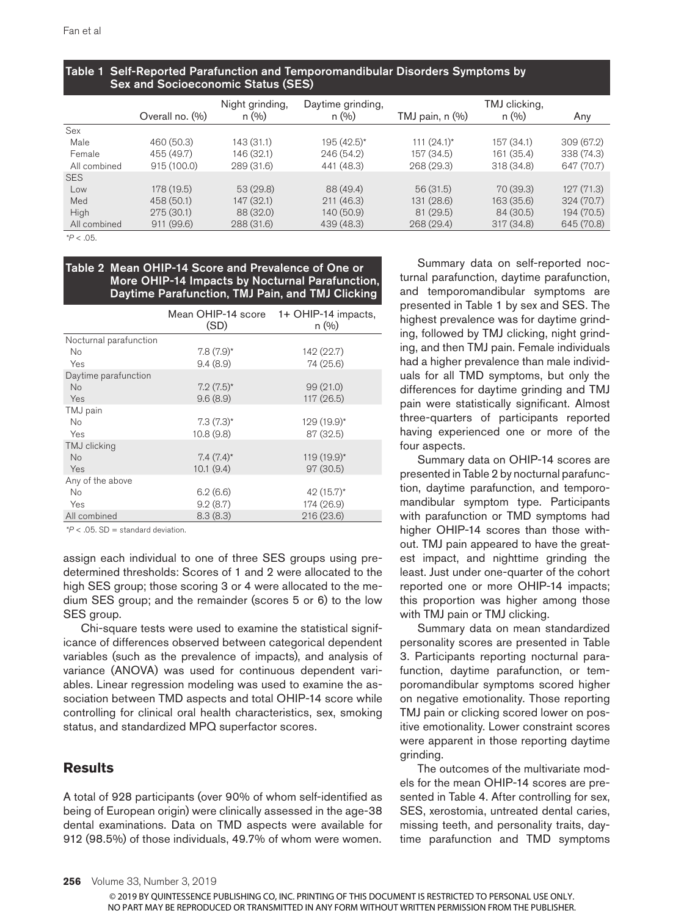**Table 1 Self-Reported Parafunction and Temporomandibular Disorders Symptoms by Sex and Socioeconomic Status (SES)**

| | Overall no. (%) | Night grinding, n (%) | Daytime grinding, n (%) | TMJ pain, n (%) | TMJ clicking, n (%) | Any |
|---|---|---|---|---|---|---|
| Sex | | | | | | |
| Male | 460 (50.3) | 143 (31.1) | 195 (42.5)* | 111 (24.1)* | 157 (34.1) | 309 (67.2) |
| Female | 455 (49.7) | 146 (32.1) | 246 (54.2) | 157 (34.5) | 161 (35.4) | 338 (74.3) |
| All combined | 915 (100.0) | 289 (31.6) | 441 (48.3) | 268 (29.3) | 318 (34.8) | 647 (70.7) |
| SES | | | | | | |
| Low | 178 (19.5) | 53 (29.8) | 88 (49.4) | 56 (31.5) | 70 (39.3) | 127 (71.3) |
| Med | 458 (50.1) | 147 (32.1) | 211 (46.3) | 131 (28.6) | 163 (35.6) | 324 (70.7) |
| High | 275 (30.1) | 88 (32.0) | 140 (50.9) | 81 (29.5) | 84 (30.5) | 194 (70.5) |
| All combined | 911 (99.6) | 288 (31.6) | 439 (48.3) | 268 (29.4) | 317 (34.8) | 645 (70.8) |

*$P < .05$.

**Table 2 Mean OHIP-14 Score and Prevalence of One or More OHIP-14 Impacts by Nocturnal Parafunction, Daytime Parafunction, TMJ Pain, and TMJ Clicking**

| | Mean OHIP-14 score (SD) | 1+ OHIP-14 impacts, n (%) |
|---|---|---|
| Nocturnal parafunction | | |
| No | 7.8 (7.9)* | 142 (22.7) |
| Yes | 9.4 (8.9) | 74 (25.6) |
| Daytime parafunction | | |
| No | 7.2 (7.5)* | 99 (21.0) |
| Yes | 9.6 (8.9) | 117 (26.5) |
| TMJ pain | | |
| No | 7.3 (7.3)* | 129 (19.9)* |
| Yes | 10.8 (9.8) | 87 (32.5) |
| TMJ clicking | | |
| No | 7.4 (7.4)* | 119 (19.9)* |
| Yes | 10.1 (9.4) | 97 (30.5) |
| Any of the above | | |
| No | 6.2 (6.6) | 42 (15.7)* |
| Yes | 9.2 (8.7) | 174 (26.9) |
| All combined | 8.3 (8.3) | 216 (23.6) |

*$P < .05$. SD = standard deviation.

assign each individual to one of three SES groups using predetermined thresholds: Scores of 1 and 2 were allocated to the high SES group; those scoring 3 or 4 were allocated to the medium SES group; and the remainder (scores 5 or 6) to the low SES group.

Chi-square tests were used to examine the statistical significance of differences observed between categorical dependent variables (such as the prevalence of impacts), and analysis of variance (ANOVA) was used for continuous dependent variables. Linear regression modeling was used to examine the association between TMD aspects and total OHIP-14 score while controlling for clinical oral health characteristics, sex, smoking status, and standardized MPQ superfactor scores.

## Results

A total of 928 participants (over 90% of whom self-identified as being of European origin) were clinically assessed in the age-38 dental examinations. Data on TMD aspects were available for 912 (98.5%) of those individuals, 49.7% of whom were women.

Summary data on self-reported nocturnal parafunction, daytime parafunction, and temporomandibular symptoms are presented in Table 1 by sex and SES. The highest prevalence was for daytime grinding, followed by TMJ clicking, night grinding, and then TMJ pain. Female individuals had a higher prevalence than male individuals for all TMD symptoms, but only the differences for daytime grinding and TMJ pain were statistically significant. Almost three-quarters of participants reported having experienced one or more of the four aspects.

Summary data on OHIP-14 scores are presented in Table 2 by nocturnal parafunction, daytime parafunction, and temporomandibular symptom type. Participants with parafunction or TMD symptoms had higher OHIP-14 scores than those without. TMJ pain appeared to have the greatest impact, and nighttime grinding the least. Just under one-quarter of the cohort reported one or more OHIP-14 impacts; this proportion was higher among those with TMJ pain or TMJ clicking.

Summary data on mean standardized personality scores are presented in Table 3. Participants reporting nocturnal parafunction, daytime parafunction, or temporomandibular symptoms scored higher on negative emotionality. Those reporting TMJ pain or clicking scored lower on positive emotionality. Lower constraint scores were apparent in those reporting daytime grinding.

The outcomes of the multivariate models for the mean OHIP-14 scores are presented in Table 4. After controlling for sex, SES, xerostomia, untreated dental caries, missing teeth, and personality traits, daytime parafunction and TMD symptoms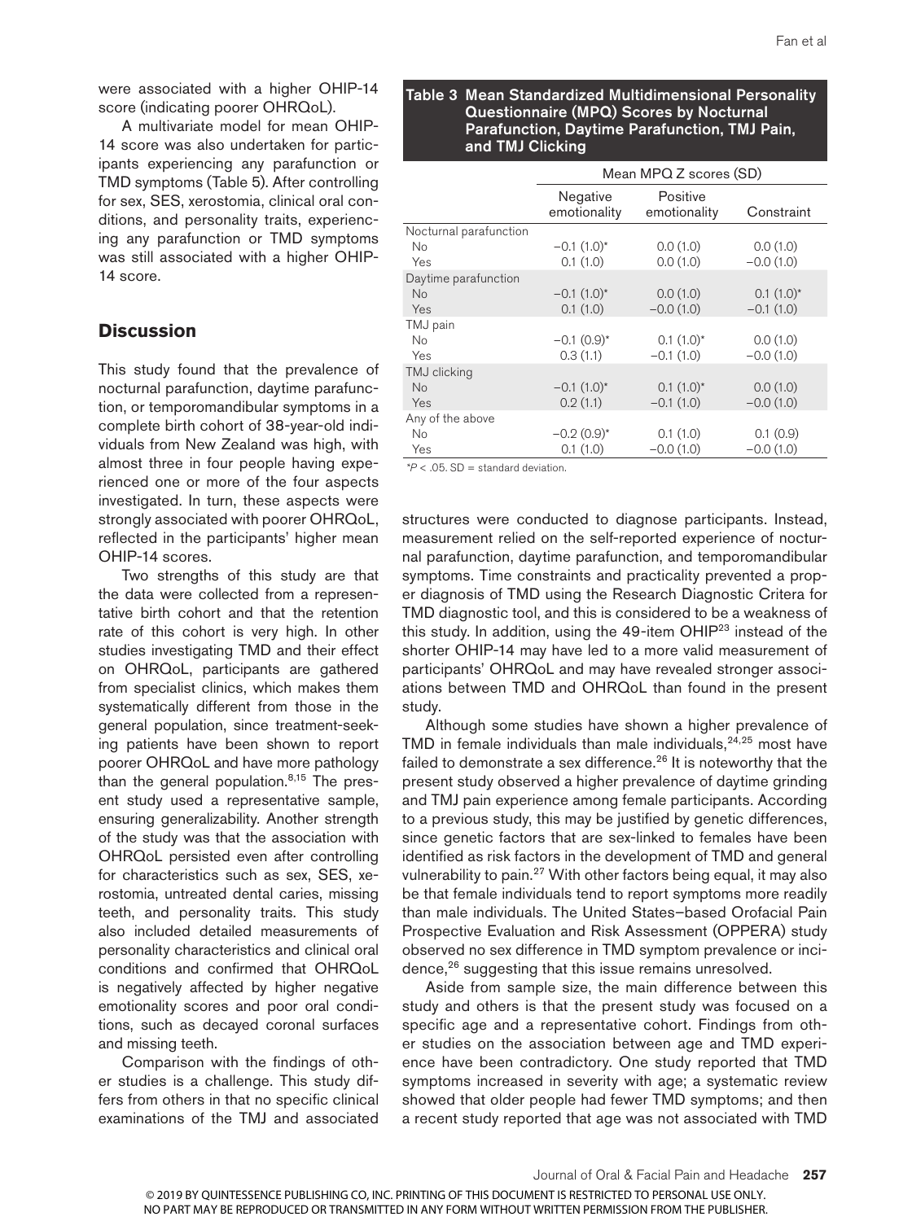were associated with a higher OHIP-14 score (indicating poorer OHRQoL).

A multivariate model for mean OHIP-14 score was also undertaken for participants experiencing any parafunction or TMD symptoms (Table 5). After controlling for sex, SES, xerostomia, clinical oral conditions, and personality traits, experiencing any parafunction or TMD symptoms was still associated with a higher OHIP-14 score.

**Table 3 Mean Standardized Multidimensional Personality Questionnaire (MPQ) Scores by Nocturnal Parafunction, Daytime Parafunction, TMJ Pain, and TMJ Clicking**

| | Mean MPQ Z scores (SD) | | |
|---|---|---|---|
| | Negative emotionality | Positive emotionality | Constraint |
| Nocturnal parafunction | | | |
| No | −0.1 (1.0)* | 0.0 (1.0) | 0.0 (1.0) |
| Yes | 0.1 (1.0) | 0.0 (1.0) | −0.0 (1.0) |
| Daytime parafunction | | | |
| No | −0.1 (1.0)* | 0.0 (1.0) | 0.1 (1.0)* |
| Yes | 0.1 (1.0) | −0.0 (1.0) | −0.1 (1.0) |
| TMJ pain | | | |
| No | −0.1 (0.9)* | 0.1 (1.0)* | 0.0 (1.0) |
| Yes | 0.3 (1.1) | −0.1 (1.0) | −0.0 (1.0) |
| TMJ clicking | | | |
| No | −0.1 (1.0)* | 0.1 (1.0)* | 0.0 (1.0) |
| Yes | 0.2 (1.1) | −0.1 (1.0) | −0.0 (1.0) |
| Any of the above | | | |
| No | −0.2 (0.9)* | 0.1 (1.0) | 0.1 (0.9) |
| Yes | 0.1 (1.0) | −0.0 (1.0) | −0.0 (1.0) |

*$P < .05$. SD = standard deviation.

## Discussion

This study found that the prevalence of nocturnal parafunction, daytime parafunction, or temporomandibular symptoms in a complete birth cohort of 38-year-old individuals from New Zealand was high, with almost three in four people having experienced one or more of the four aspects investigated. In turn, these aspects were strongly associated with poorer OHRQoL, reflected in the participants' higher mean OHIP-14 scores.

Two strengths of this study are that the data were collected from a representative birth cohort and that the retention rate of this cohort is very high. In other studies investigating TMD and their effect on OHRQoL, participants are gathered from specialist clinics, which makes them systematically different from those in the general population, since treatment-seeking patients have been shown to report poorer OHRQoL and have more pathology than the general population.[8,15] The present study used a representative sample, ensuring generalizability. Another strength of the study was that the association with OHRQoL persisted even after controlling for characteristics such as sex, SES, xerostomia, untreated dental caries, missing teeth, and personality traits. This study also included detailed measurements of personality characteristics and clinical oral conditions and confirmed that OHRQoL is negatively affected by higher negative emotionality scores and poor oral conditions, such as decayed coronal surfaces and missing teeth.

Comparison with the findings of other studies is a challenge. This study differs from others in that no specific clinical examinations of the TMJ and associated structures were conducted to diagnose participants. Instead, measurement relied on the self-reported experience of nocturnal parafunction, daytime parafunction, and temporomandibular symptoms. Time constraints and practicality prevented a proper diagnosis of TMD using the Research Diagnostic Critera for TMD diagnostic tool, and this is considered to be a weakness of this study. In addition, using the 49-item OHIP[23] instead of the shorter OHIP-14 may have led to a more valid measurement of participants' OHRQoL and may have revealed stronger associations between TMD and OHRQoL than found in the present study.

Although some studies have shown a higher prevalence of TMD in female individuals than male individuals,[24,25] most have failed to demonstrate a sex difference.[26] It is noteworthy that the present study observed a higher prevalence of daytime grinding and TMJ pain experience among female participants. According to a previous study, this may be justified by genetic differences, since genetic factors that are sex-linked to females have been identified as risk factors in the development of TMD and general vulnerability to pain.[27] With other factors being equal, it may also be that female individuals tend to report symptoms more readily than male individuals. The United States–based Orofacial Pain Prospective Evaluation and Risk Assessment (OPPERA) study observed no sex difference in TMD symptom prevalence or incidence,[26] suggesting that this issue remains unresolved.

Aside from sample size, the main difference between this study and others is that the present study was focused on a specific age and a representative cohort. Findings from other studies on the association between age and TMD experience have been contradictory. One study reported that TMD symptoms increased in severity with age; a systematic review showed that older people had fewer TMD symptoms; and then a recent study reported that age was not associated with TMD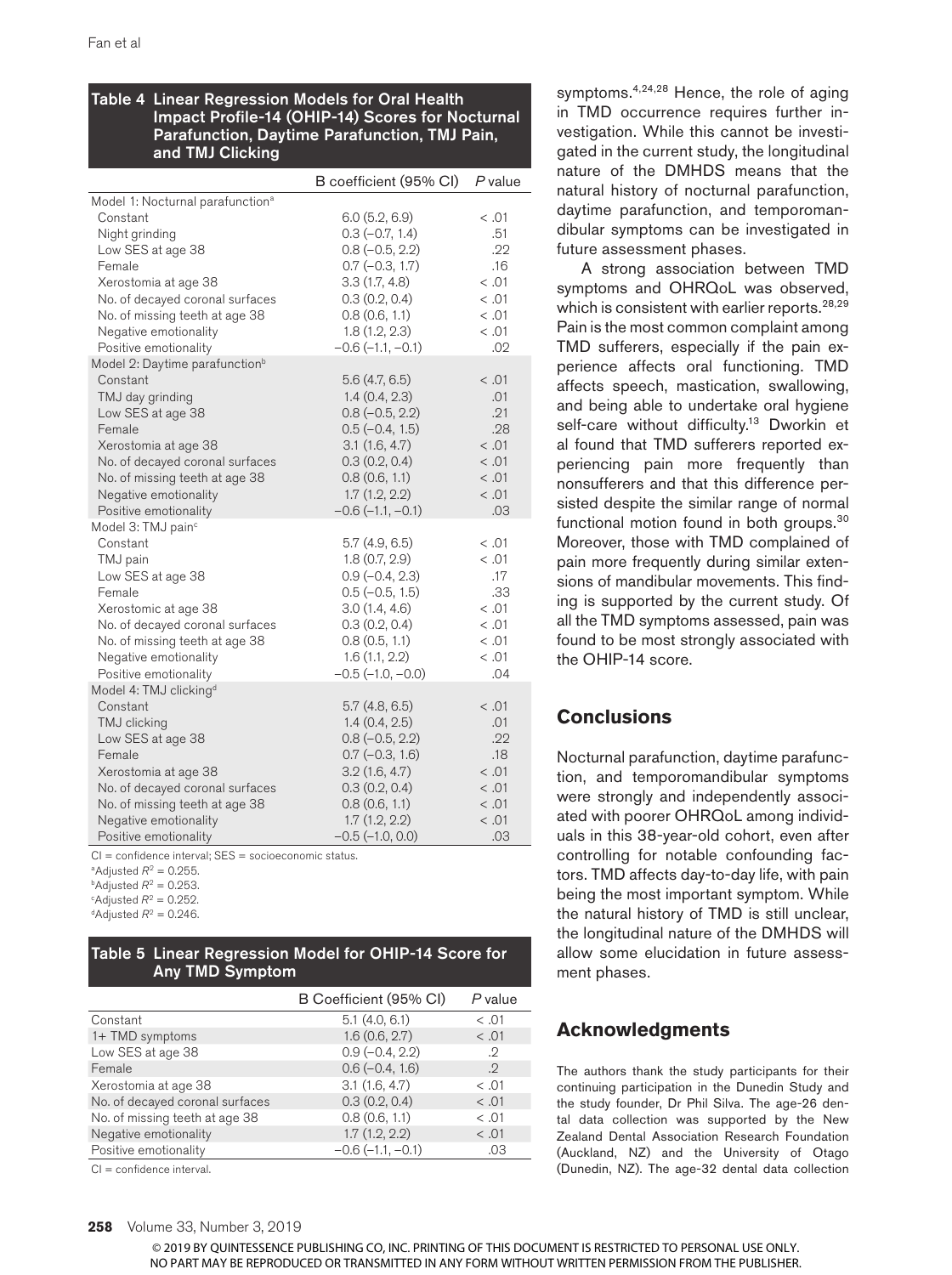**Table 4 Linear Regression Models for Oral Health Impact Profile-14 (OHIP-14) Scores for Nocturnal Parafunction, Daytime Parafunction, TMJ Pain, and TMJ Clicking**

| | B coefficient (95% CI) | *P* value |
|---|---|---|
| Model 1: Nocturnal parafunction[a] | | |
| Constant | 6.0 (5.2, 6.9) | < .01 |
| Night grinding | 0.3 (–0.7, 1.4) | .51 |
| Low SES at age 38 | 0.8 (–0.5, 2.2) | .22 |
| Female | 0.7 (–0.3, 1.7) | .16 |
| Xerostomia at age 38 | 3.3 (1.7, 4.8) | < .01 |
| No. of decayed coronal surfaces | 0.3 (0.2, 0.4) | < .01 |
| No. of missing teeth at age 38 | 0.8 (0.6, 1.1) | < .01 |
| Negative emotionality | 1.8 (1.2, 2.3) | < .01 |
| Positive emotionality | –0.6 (–1.1, –0.1) | .02 |
| Model 2: Daytime parafunction[b] | | |
| Constant | 5.6 (4.7, 6.5) | < .01 |
| TMJ day grinding | 1.4 (0.4, 2.3) | .01 |
| Low SES at age 38 | 0.8 (–0.5, 2.2) | .21 |
| Female | 0.5 (–0.4, 1.5) | .28 |
| Xerostomia at age 38 | 3.1 (1.6, 4.7) | < .01 |
| No. of decayed coronal surfaces | 0.3 (0.2, 0.4) | < .01 |
| No. of missing teeth at age 38 | 0.8 (0.6, 1.1) | < .01 |
| Negative emotionality | 1.7 (1.2, 2.2) | < .01 |
| Positive emotionality | –0.6 (–1.1, –0.1) | .03 |
| Model 3: TMJ pain[c] | | |
| Constant | 5.7 (4.9, 6.5) | < .01 |
| TMJ pain | 1.8 (0.7, 2.9) | < .01 |
| Low SES at age 38 | 0.9 (–0.4, 2.3) | .17 |
| Female | 0.5 (–0.5, 1.5) | .33 |
| Xerostomic at age 38 | 3.0 (1.4, 4.6) | < .01 |
| No. of decayed coronal surfaces | 0.3 (0.2, 0.4) | < .01 |
| No. of missing teeth at age 38 | 0.8 (0.5, 1.1) | < .01 |
| Negative emotionality | 1.6 (1.1, 2.2) | < .01 |
| Positive emotionality | –0.5 (–1.0, –0.0) | .04 |
| Model 4: TMJ clicking[d] | | |
| Constant | 5.7 (4.8, 6.5) | < .01 |
| TMJ clicking | 1.4 (0.4, 2.5) | .01 |
| Low SES at age 38 | 0.8 (–0.5, 2.2) | .22 |
| Female | 0.7 (–0.3, 1.6) | .18 |
| Xerostomia at age 38 | 3.2 (1.6, 4.7) | < .01 |
| No. of decayed coronal surfaces | 0.3 (0.2, 0.4) | < .01 |
| No. of missing teeth at age 38 | 0.8 (0.6, 1.1) | < .01 |
| Negative emotionality | 1.7 (1.2, 2.2) | < .01 |
| Positive emotionality | –0.5 (–1.0, 0.0) | .03 |

CI = confidence interval; SES = socioeconomic status.
[a]Adjusted $R^2$ = 0.255.
[b]Adjusted $R^2$ = 0.253.
[c]Adjusted $R^2$ = 0.252.
[d]Adjusted $R^2$ = 0.246.

**Table 5 Linear Regression Model for OHIP-14 Score for Any TMD Symptom**

| | B Coefficient (95% CI) | *P* value |
|---|---|---|
| Constant | 5.1 (4.0, 6.1) | < .01 |
| 1+ TMD symptoms | 1.6 (0.6, 2.7) | < .01 |
| Low SES at age 38 | 0.9 (–0.4, 2.2) | .2 |
| Female | 0.6 (–0.4, 1.6) | .2 |
| Xerostomia at age 38 | 3.1 (1.6, 4.7) | < .01 |
| No. of decayed coronal surfaces | 0.3 (0.2, 0.4) | < .01 |
| No. of missing teeth at age 38 | 0.8 (0.6, 1.1) | < .01 |
| Negative emotionality | 1.7 (1.2, 2.2) | < .01 |
| Positive emotionality | –0.6 (–1.1, –0.1) | .03 |

CI = confidence interval.

symptoms.[4,24,28] Hence, the role of aging in TMD occurrence requires further investigation. While this cannot be investigated in the current study, the longitudinal nature of the DMHDS means that the natural history of nocturnal parafunction, daytime parafunction, and temporomandibular symptoms can be investigated in future assessment phases.

A strong association between TMD symptoms and OHRQoL was observed, which is consistent with earlier reports.[28,29] Pain is the most common complaint among TMD sufferers, especially if the pain experience affects oral functioning. TMD affects speech, mastication, swallowing, and being able to undertake oral hygiene self-care without difficulty.[13] Dworkin et al found that TMD sufferers reported experiencing pain more frequently than nonsufferers and that this difference persisted despite the similar range of normal functional motion found in both groups.[30] Moreover, those with TMD complained of pain more frequently during similar extensions of mandibular movements. This finding is supported by the current study. Of all the TMD symptoms assessed, pain was found to be most strongly associated with the OHIP-14 score.

## Conclusions

Nocturnal parafunction, daytime parafunction, and temporomandibular symptoms were strongly and independently associated with poorer OHRQoL among individuals in this 38-year-old cohort, even after controlling for notable confounding factors. TMD affects day-to-day life, with pain being the most important symptom. While the natural history of TMD is still unclear, the longitudinal nature of the DMHDS will allow some elucidation in future assessment phases.

## Acknowledgments

The authors thank the study participants for their continuing participation in the Dunedin Study and the study founder, Dr Phil Silva. The age-26 dental data collection was supported by the New Zealand Dental Association Research Foundation (Auckland, NZ) and the University of Otago (Dunedin, NZ). The age-32 dental data collection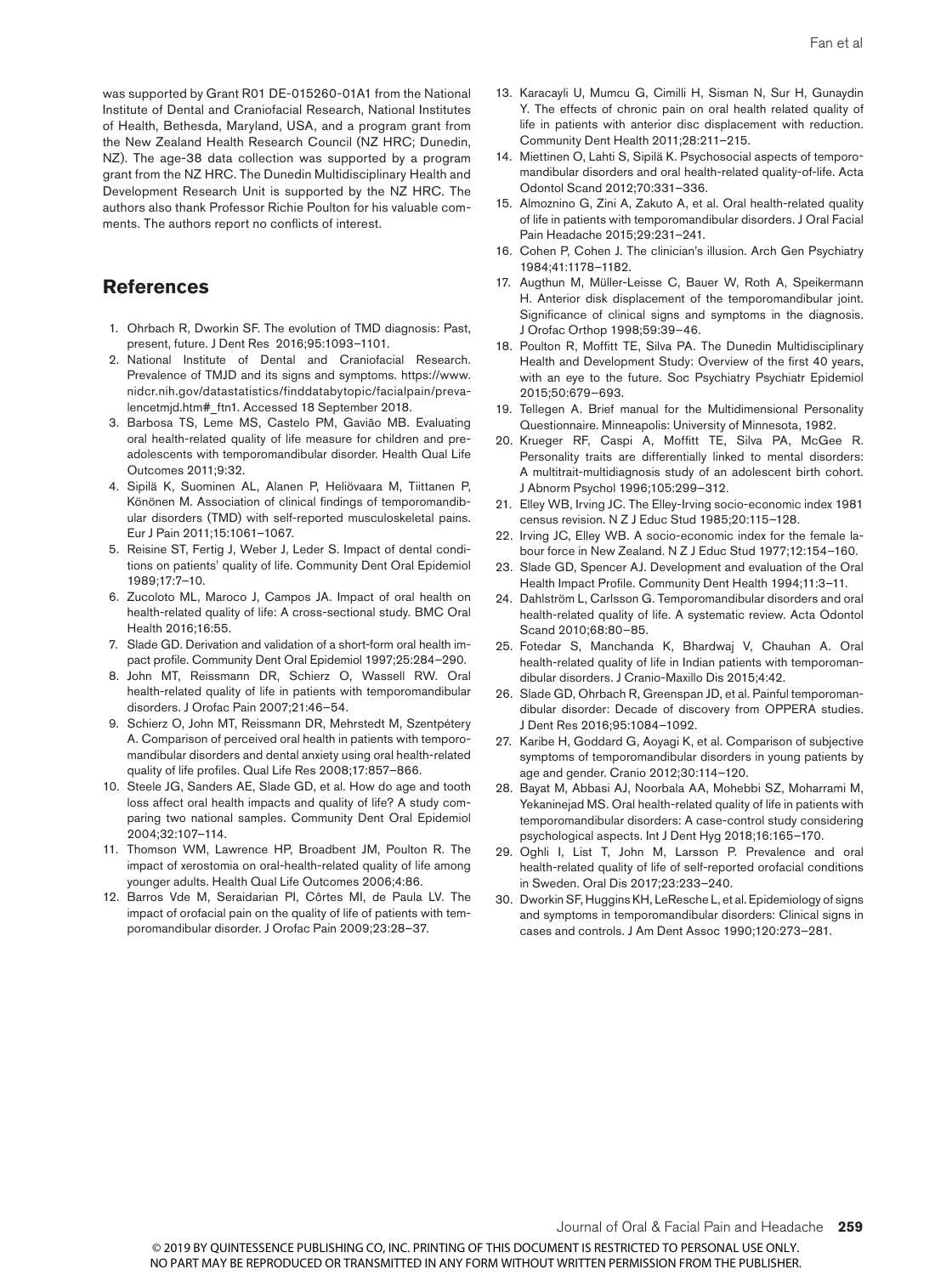was supported by Grant R01 DE-015260-01A1 from the National Institute of Dental and Craniofacial Research, National Institutes of Health, Bethesda, Maryland, USA, and a program grant from the New Zealand Health Research Council (NZ HRC; Dunedin, NZ). The age-38 data collection was supported by a program grant from the NZ HRC. The Dunedin Multidisciplinary Health and Development Research Unit is supported by the NZ HRC. The authors also thank Professor Richie Poulton for his valuable comments. The authors report no conflicts of interest.

## References

1. Ohrbach R, Dworkin SF. The evolution of TMD diagnosis: Past, present, future. J Dent Res 2016;95:1093–1101.
2. National Institute of Dental and Craniofacial Research. Prevalence of TMJD and its signs and symptoms. https://www.nidcr.nih.gov/datastatistics/finddatabytopic/facialpain/prevalencetmjd.htm#_ftn1. Accessed 18 September 2018.
3. Barbosa TS, Leme MS, Castelo PM, Gavião MB. Evaluating oral health-related quality of life measure for children and preadolescents with temporomandibular disorder. Health Qual Life Outcomes 2011;9:32.
4. Sipilä K, Suominen AL, Alanen P, Heliövaara M, Tiittanen P, Könönen M. Association of clinical findings of temporomandibular disorders (TMD) with self-reported musculoskeletal pains. Eur J Pain 2011;15:1061–1067.
5. Reisine ST, Fertig J, Weber J, Leder S. Impact of dental conditions on patients' quality of life. Community Dent Oral Epidemiol 1989;17:7–10.
6. Zucoloto ML, Maroco J, Campos JA. Impact of oral health on health-related quality of life: A cross-sectional study. BMC Oral Health 2016;16:55.
7. Slade GD. Derivation and validation of a short-form oral health impact profile. Community Dent Oral Epidemiol 1997;25:284–290.
8. John MT, Reissmann DR, Schierz O, Wassell RW. Oral health-related quality of life in patients with temporomandibular disorders. J Orofac Pain 2007;21:46–54.
9. Schierz O, John MT, Reissmann DR, Mehrstedt M, Szentpétery A. Comparison of perceived oral health in patients with temporomandibular disorders and dental anxiety using oral health-related quality of life profiles. Qual Life Res 2008;17:857–866.
10. Steele JG, Sanders AE, Slade GD, et al. How do age and tooth loss affect oral health impacts and quality of life? A study comparing two national samples. Community Dent Oral Epidemiol 2004;32:107–114.
11. Thomson WM, Lawrence HP, Broadbent JM, Poulton R. The impact of xerostomia on oral-health-related quality of life among younger adults. Health Qual Life Outcomes 2006;4:86.
12. Barros Vde M, Seraidarian PI, Côrtes MI, de Paula LV. The impact of orofacial pain on the quality of life of patients with temporomandibular disorder. J Orofac Pain 2009;23:28–37.
13. Karacayli U, Mumcu G, Cimilli H, Sisman N, Sur H, Gunaydin Y. The effects of chronic pain on oral health related quality of life in patients with anterior disc displacement with reduction. Community Dent Health 2011;28:211–215.
14. Miettinen O, Lahti S, Sipilä K. Psychosocial aspects of temporomandibular disorders and oral health-related quality-of-life. Acta Odontol Scand 2012;70:331–336.
15. Almoznino G, Zini A, Zakuto A, et al. Oral health-related quality of life in patients with temporomandibular disorders. J Oral Facial Pain Headache 2015;29:231–241.
16. Cohen P, Cohen J. The clinician's illusion. Arch Gen Psychiatry 1984;41:1178–1182.
17. Augthun M, Müller-Leisse C, Bauer W, Roth A, Speikermann H. Anterior disk displacement of the temporomandibular joint. Significance of clinical signs and symptoms in the diagnosis. J Orofac Orthop 1998;59:39–46.
18. Poulton R, Moffitt TE, Silva PA. The Dunedin Multidisciplinary Health and Development Study: Overview of the first 40 years, with an eye to the future. Soc Psychiatry Psychiatr Epidemiol 2015;50:679–693.
19. Tellegen A. Brief manual for the Multidimensional Personality Questionnaire. Minneapolis: University of Minnesota, 1982.
20. Krueger RF, Caspi A, Moffitt TE, Silva PA, McGee R. Personality traits are differentially linked to mental disorders: A multitrait-multidiagnosis study of an adolescent birth cohort. J Abnorm Psychol 1996;105:299–312.
21. Elley WB, Irving JC. The Elley-Irving socio-economic index 1981 census revision. N Z J Educ Stud 1985;20:115–128.
22. Irving JC, Elley WB. A socio-economic index for the female labour force in New Zealand. N Z J Educ Stud 1977;12:154–160.
23. Slade GD, Spencer AJ. Development and evaluation of the Oral Health Impact Profile. Community Dent Health 1994;11:3–11.
24. Dahlström L, Carlsson G. Temporomandibular disorders and oral health-related quality of life. A systematic review. Acta Odontol Scand 2010;68:80–85.
25. Fotedar S, Manchanda K, Bhardwaj V, Chauhan A. Oral health-related quality of life in Indian patients with temporomandibular disorders. J Cranio-Maxillo Dis 2015;4:42.
26. Slade GD, Ohrbach R, Greenspan JD, et al. Painful temporomandibular disorder: Decade of discovery from OPPERA studies. J Dent Res 2016;95:1084–1092.
27. Karibe H, Goddard G, Aoyagi K, et al. Comparison of subjective symptoms of temporomandibular disorders in young patients by age and gender. Cranio 2012;30:114–120.
28. Bayat M, Abbasi AJ, Noorbala AA, Mohebbi SZ, Moharrami M, Yekaninejad MS. Oral health-related quality of life in patients with temporomandibular disorders: A case-control study considering psychological aspects. Int J Dent Hyg 2018;16:165–170.
29. Oghli I, List T, John M, Larsson P. Prevalence and oral health-related quality of life of self-reported orofacial conditions in Sweden. Oral Dis 2017;23:233–240.
30. Dworkin SF, Huggins KH, LeResche L, et al. Epidemiology of signs and symptoms in temporomandibular disorders: Clinical signs in cases and controls. J Am Dent Assoc 1990;120:273–281.